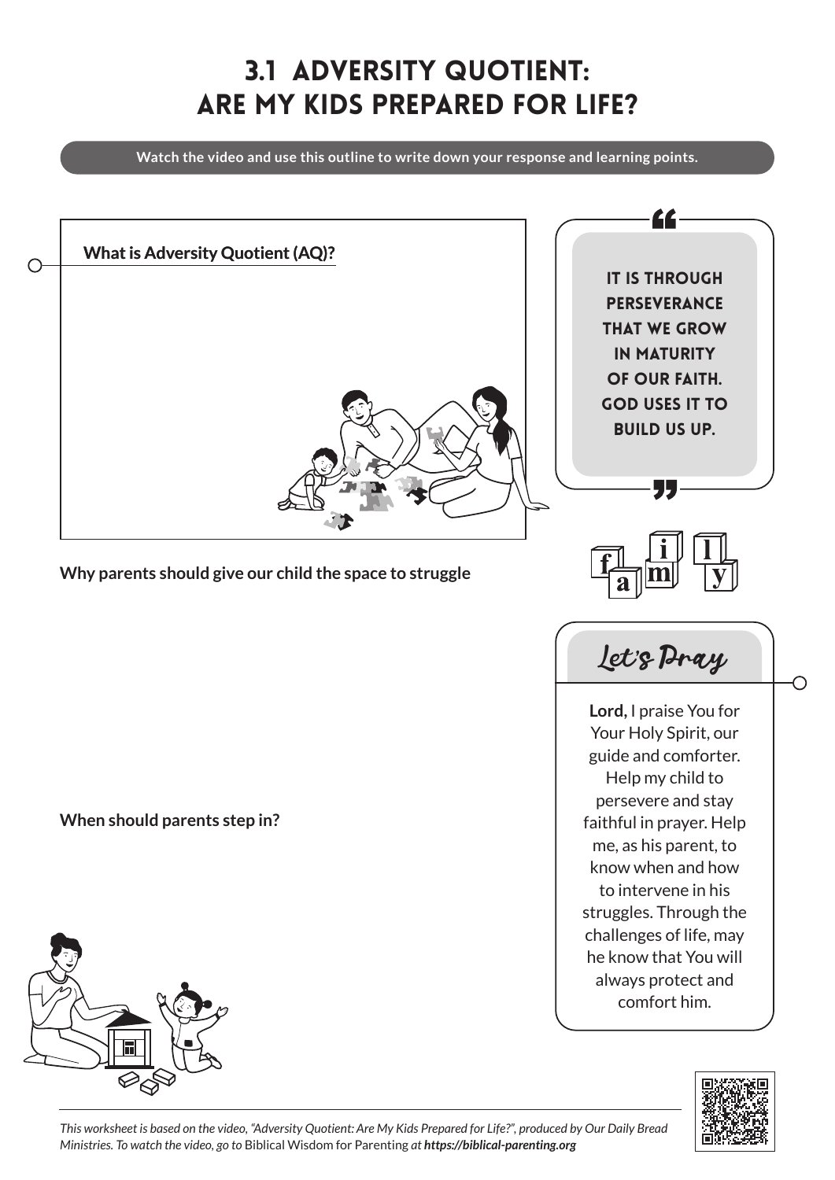# 3.1 ADVERSITY QUOTIENT: ARE MY KIDS PREPARED FOR LIFE?

**Watch the video and use this outline to write down your response and learning points.**

**What is Adversity Quotient (AQ)?**

**Why parents should give our child the space to struggle**

**When should parents step in?**

> IT IS THROUGH PERSEVERANCE THAT WE GROW IN MATURITY OF OUR FAITH. GOD USES IT TO BUILD US UP.

family

## Let's Pray

**Lord,** I praise You for Your Holy Spirit, our guide and comforter. Help my child to persevere and stay faithful in prayer. Help me, as his parent, to know when and how to intervene in his struggles. Through the challenges of life, may he know that You will always protect and comfort him.

*This worksheet is based on the video, "Adversity Quotient: Are My Kids Prepared for Life?", produced by Our Daily Bread Ministries. To watch the video, go to* Biblical Wisdom for Parenting *at **https://biblical-parenting.org***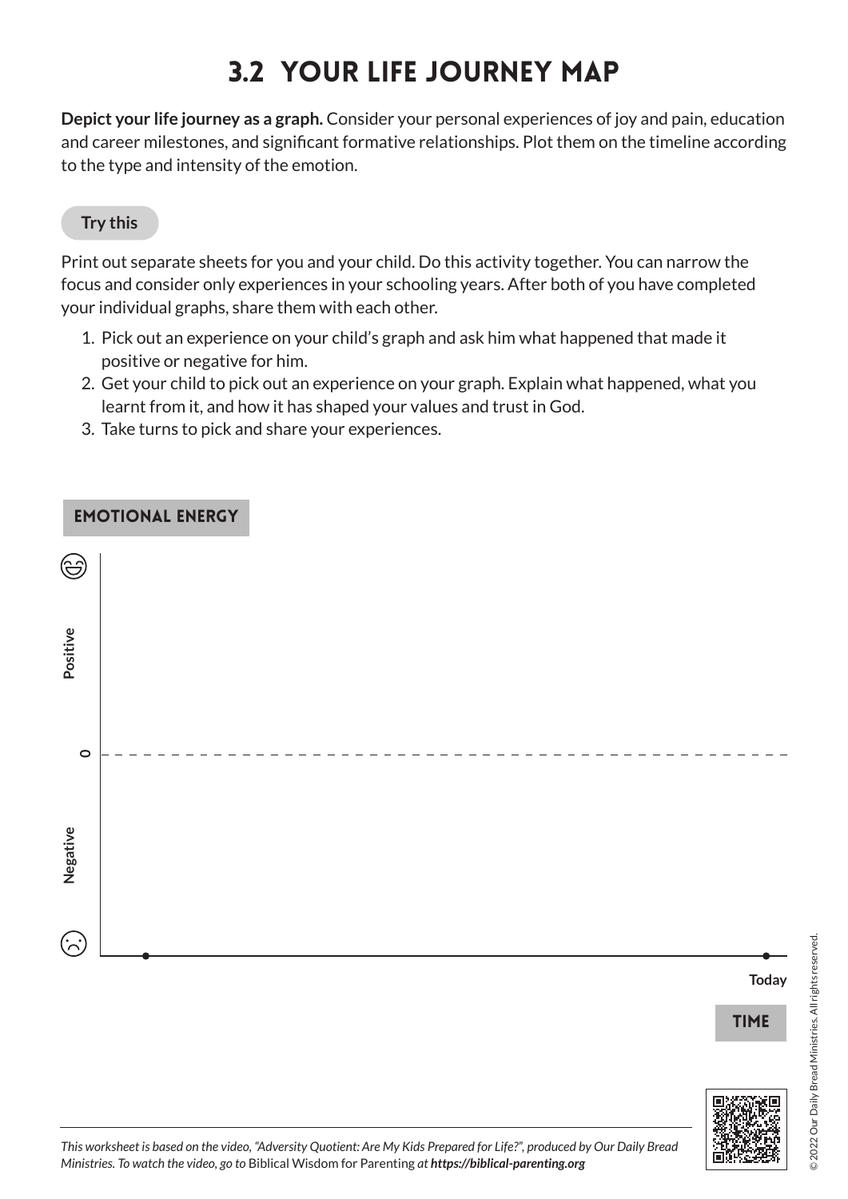# 3.2 YOUR LIFE JOURNEY MAP

**Depict your life journey as a graph.** Consider your personal experiences of joy and pain, education and career milestones, and significant formative relationships. Plot them on the timeline according to the type and intensity of the emotion.

**Try this**

Print out separate sheets for you and your child. Do this activity together. You can narrow the focus and consider only experiences in your schooling years. After both of you have completed your individual graphs, share them with each other.

1. Pick out an experience on your child's graph and ask him what happened that made it positive or negative for him.
2. Get your child to pick out an experience on your graph. Explain what happened, what you learnt from it, and how it has shaped your values and trust in God.
3. Take turns to pick and share your experiences.

EMOTIONAL ENERGY

Positive

0

Negative

Today

TIME

*This worksheet is based on the video, "Adversity Quotient: Are My Kids Prepared for Life?", produced by Our Daily Bread Ministries. To watch the video, go to* Biblical Wisdom for Parenting *at* ***https://biblical-parenting.org***

© 2022 Our Daily Bread Ministries. All rights reserved.